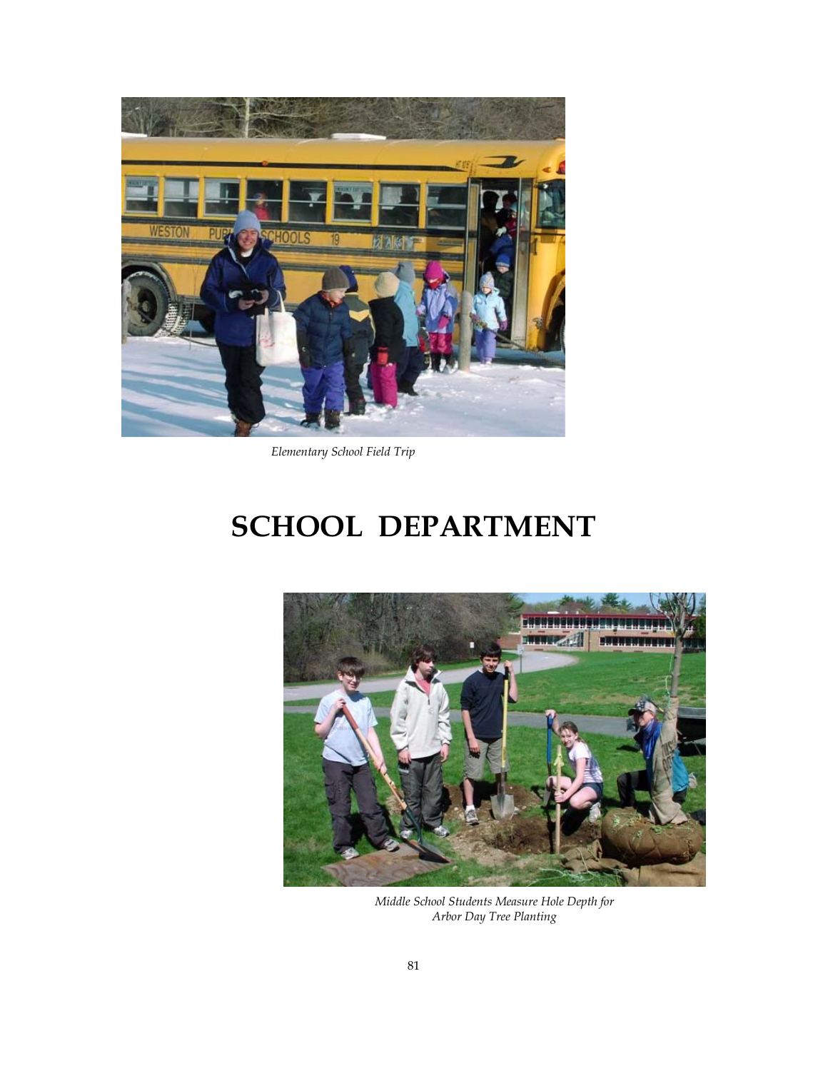*Elementary School Field Trip*

# SCHOOL DEPARTMENT

*Middle School Students Measure Hole Depth for Arbor Day Tree Planting*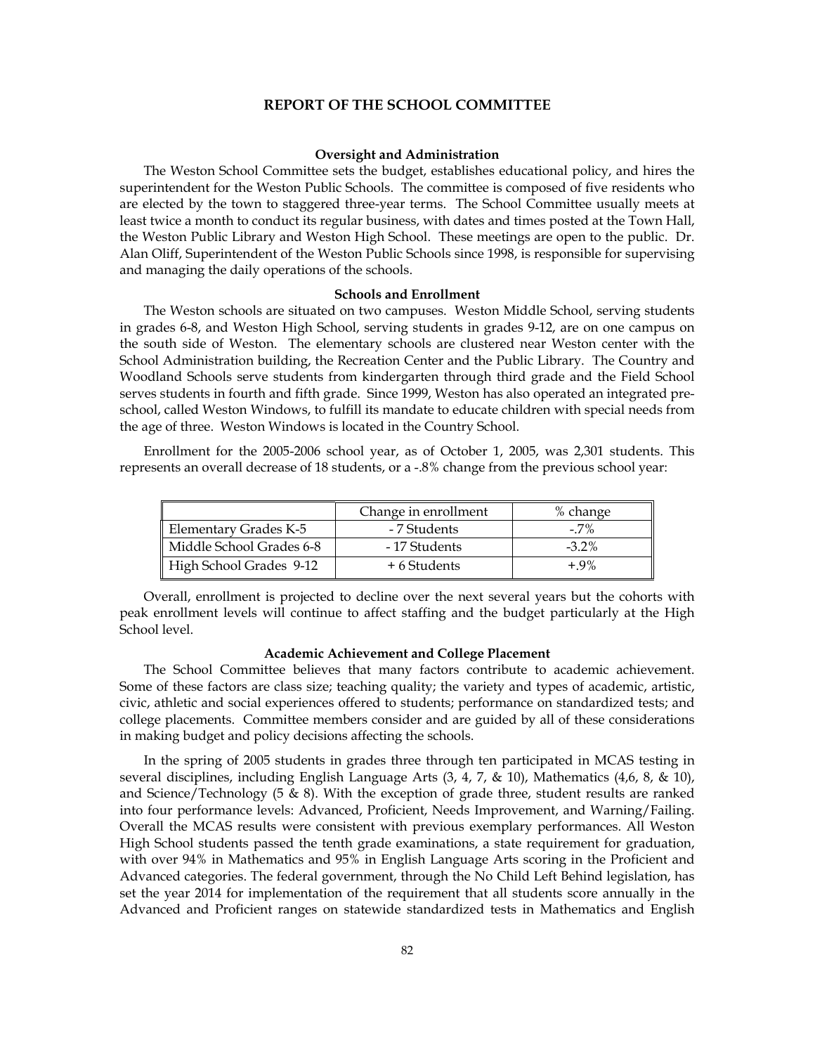# REPORT OF THE SCHOOL COMMITTEE

### Oversight and Administration

The Weston School Committee sets the budget, establishes educational policy, and hires the superintendent for the Weston Public Schools. The committee is composed of five residents who are elected by the town to staggered three-year terms. The School Committee usually meets at least twice a month to conduct its regular business, with dates and times posted at the Town Hall, the Weston Public Library and Weston High School. These meetings are open to the public. Dr. Alan Oliff, Superintendent of the Weston Public Schools since 1998, is responsible for supervising and managing the daily operations of the schools.

### Schools and Enrollment

The Weston schools are situated on two campuses. Weston Middle School, serving students in grades 6-8, and Weston High School, serving students in grades 9-12, are on one campus on the south side of Weston. The elementary schools are clustered near Weston center with the School Administration building, the Recreation Center and the Public Library. The Country and Woodland Schools serve students from kindergarten through third grade and the Field School serves students in fourth and fifth grade. Since 1999, Weston has also operated an integrated pre-school, called Weston Windows, to fulfill its mandate to educate children with special needs from the age of three. Weston Windows is located in the Country School.

Enrollment for the 2005-2006 school year, as of October 1, 2005, was 2,301 students. This represents an overall decrease of 18 students, or a -.8% change from the previous school year:

| | Change in enrollment | % change |
|---|---|---|
| Elementary Grades K-5 | - 7 Students | -.7% |
| Middle School Grades 6-8 | - 17 Students | -3.2% |
| High School Grades 9-12 | + 6 Students | +.9% |

Overall, enrollment is projected to decline over the next several years but the cohorts with peak enrollment levels will continue to affect staffing and the budget particularly at the High School level.

### Academic Achievement and College Placement

The School Committee believes that many factors contribute to academic achievement. Some of these factors are class size; teaching quality; the variety and types of academic, artistic, civic, athletic and social experiences offered to students; performance on standardized tests; and college placements. Committee members consider and are guided by all of these considerations in making budget and policy decisions affecting the schools.

In the spring of 2005 students in grades three through ten participated in MCAS testing in several disciplines, including English Language Arts (3, 4, 7, & 10), Mathematics (4,6, 8, & 10), and Science/Technology (5 & 8). With the exception of grade three, student results are ranked into four performance levels: Advanced, Proficient, Needs Improvement, and Warning/Failing. Overall the MCAS results were consistent with previous exemplary performances. All Weston High School students passed the tenth grade examinations, a state requirement for graduation, with over 94% in Mathematics and 95% in English Language Arts scoring in the Proficient and Advanced categories. The federal government, through the No Child Left Behind legislation, has set the year 2014 for implementation of the requirement that all students score annually in the Advanced and Proficient ranges on statewide standardized tests in Mathematics and English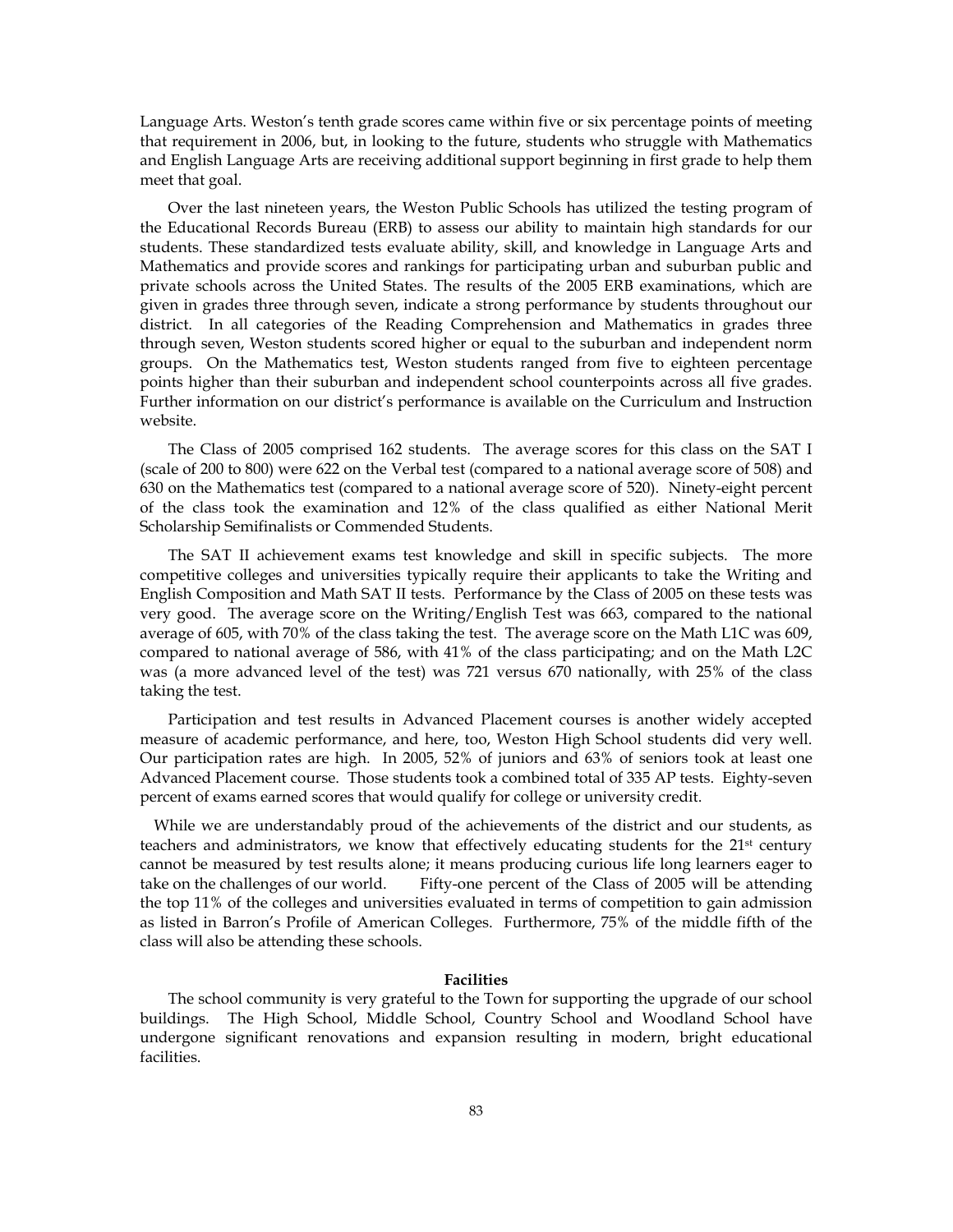Language Arts. Weston's tenth grade scores came within five or six percentage points of meeting that requirement in 2006, but, in looking to the future, students who struggle with Mathematics and English Language Arts are receiving additional support beginning in first grade to help them meet that goal.

Over the last nineteen years, the Weston Public Schools has utilized the testing program of the Educational Records Bureau (ERB) to assess our ability to maintain high standards for our students. These standardized tests evaluate ability, skill, and knowledge in Language Arts and Mathematics and provide scores and rankings for participating urban and suburban public and private schools across the United States. The results of the 2005 ERB examinations, which are given in grades three through seven, indicate a strong performance by students throughout our district. In all categories of the Reading Comprehension and Mathematics in grades three through seven, Weston students scored higher or equal to the suburban and independent norm groups. On the Mathematics test, Weston students ranged from five to eighteen percentage points higher than their suburban and independent school counterpoints across all five grades. Further information on our district's performance is available on the Curriculum and Instruction website.

The Class of 2005 comprised 162 students. The average scores for this class on the SAT I (scale of 200 to 800) were 622 on the Verbal test (compared to a national average score of 508) and 630 on the Mathematics test (compared to a national average score of 520). Ninety-eight percent of the class took the examination and 12% of the class qualified as either National Merit Scholarship Semifinalists or Commended Students.

The SAT II achievement exams test knowledge and skill in specific subjects. The more competitive colleges and universities typically require their applicants to take the Writing and English Composition and Math SAT II tests. Performance by the Class of 2005 on these tests was very good. The average score on the Writing/English Test was 663, compared to the national average of 605, with 70% of the class taking the test. The average score on the Math L1C was 609, compared to national average of 586, with 41% of the class participating; and on the Math L2C was (a more advanced level of the test) was 721 versus 670 nationally, with 25% of the class taking the test.

Participation and test results in Advanced Placement courses is another widely accepted measure of academic performance, and here, too, Weston High School students did very well. Our participation rates are high. In 2005, 52% of juniors and 63% of seniors took at least one Advanced Placement course. Those students took a combined total of 335 AP tests. Eighty-seven percent of exams earned scores that would qualify for college or university credit.

While we are understandably proud of the achievements of the district and our students, as teachers and administrators, we know that effectively educating students for the 21st century cannot be measured by test results alone; it means producing curious life long learners eager to take on the challenges of our world. Fifty-one percent of the Class of 2005 will be attending the top 11% of the colleges and universities evaluated in terms of competition to gain admission as listed in Barron's Profile of American Colleges. Furthermore, 75% of the middle fifth of the class will also be attending these schools.

**Facilities**

The school community is very grateful to the Town for supporting the upgrade of our school buildings. The High School, Middle School, Country School and Woodland School have undergone significant renovations and expansion resulting in modern, bright educational facilities.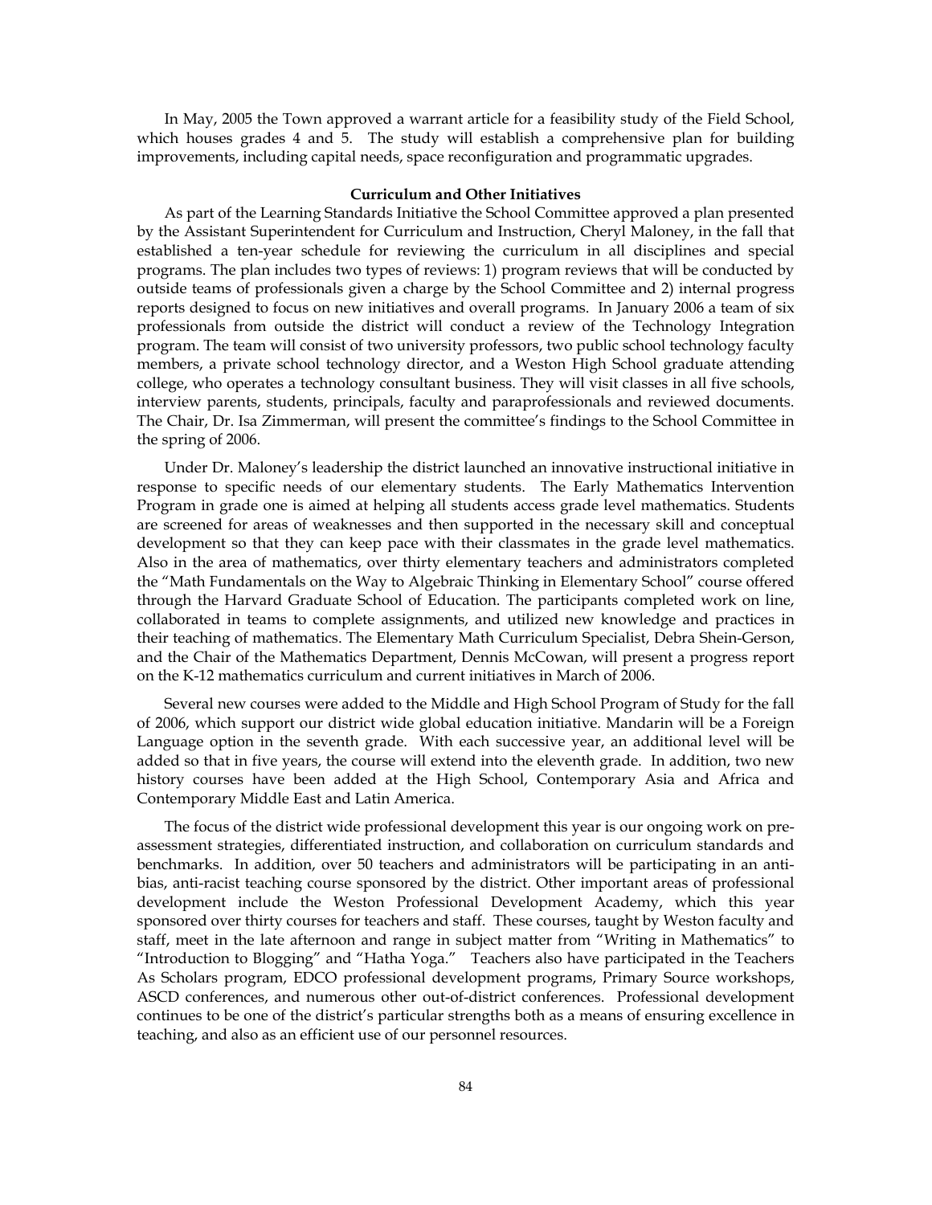In May, 2005 the Town approved a warrant article for a feasibility study of the Field School, which houses grades 4 and 5. The study will establish a comprehensive plan for building improvements, including capital needs, space reconfiguration and programmatic upgrades.

### Curriculum and Other Initiatives

As part of the Learning Standards Initiative the School Committee approved a plan presented by the Assistant Superintendent for Curriculum and Instruction, Cheryl Maloney, in the fall that established a ten-year schedule for reviewing the curriculum in all disciplines and special programs. The plan includes two types of reviews: 1) program reviews that will be conducted by outside teams of professionals given a charge by the School Committee and 2) internal progress reports designed to focus on new initiatives and overall programs. In January 2006 a team of six professionals from outside the district will conduct a review of the Technology Integration program. The team will consist of two university professors, two public school technology faculty members, a private school technology director, and a Weston High School graduate attending college, who operates a technology consultant business. They will visit classes in all five schools, interview parents, students, principals, faculty and paraprofessionals and reviewed documents. The Chair, Dr. Isa Zimmerman, will present the committee's findings to the School Committee in the spring of 2006.

Under Dr. Maloney's leadership the district launched an innovative instructional initiative in response to specific needs of our elementary students. The Early Mathematics Intervention Program in grade one is aimed at helping all students access grade level mathematics. Students are screened for areas of weaknesses and then supported in the necessary skill and conceptual development so that they can keep pace with their classmates in the grade level mathematics. Also in the area of mathematics, over thirty elementary teachers and administrators completed the "Math Fundamentals on the Way to Algebraic Thinking in Elementary School" course offered through the Harvard Graduate School of Education. The participants completed work on line, collaborated in teams to complete assignments, and utilized new knowledge and practices in their teaching of mathematics. The Elementary Math Curriculum Specialist, Debra Shein-Gerson, and the Chair of the Mathematics Department, Dennis McCowan, will present a progress report on the K-12 mathematics curriculum and current initiatives in March of 2006.

Several new courses were added to the Middle and High School Program of Study for the fall of 2006, which support our district wide global education initiative. Mandarin will be a Foreign Language option in the seventh grade. With each successive year, an additional level will be added so that in five years, the course will extend into the eleventh grade. In addition, two new history courses have been added at the High School, Contemporary Asia and Africa and Contemporary Middle East and Latin America.

The focus of the district wide professional development this year is our ongoing work on pre-assessment strategies, differentiated instruction, and collaboration on curriculum standards and benchmarks. In addition, over 50 teachers and administrators will be participating in an anti-bias, anti-racist teaching course sponsored by the district. Other important areas of professional development include the Weston Professional Development Academy, which this year sponsored over thirty courses for teachers and staff. These courses, taught by Weston faculty and staff, meet in the late afternoon and range in subject matter from "Writing in Mathematics" to "Introduction to Blogging" and "Hatha Yoga." Teachers also have participated in the Teachers As Scholars program, EDCO professional development programs, Primary Source workshops, ASCD conferences, and numerous other out-of-district conferences. Professional development continues to be one of the district's particular strengths both as a means of ensuring excellence in teaching, and also as an efficient use of our personnel resources.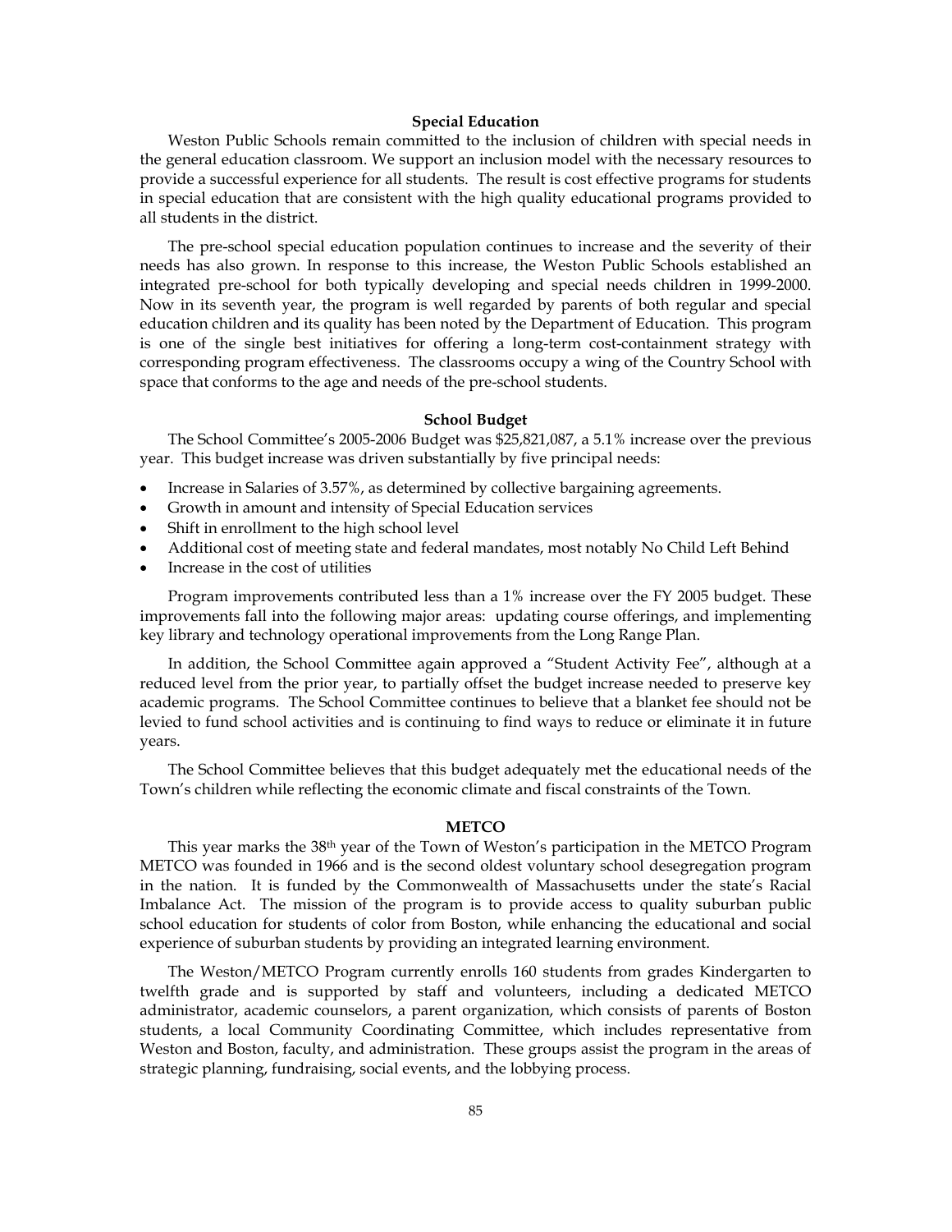## Special Education

Weston Public Schools remain committed to the inclusion of children with special needs in the general education classroom. We support an inclusion model with the necessary resources to provide a successful experience for all students. The result is cost effective programs for students in special education that are consistent with the high quality educational programs provided to all students in the district.

The pre-school special education population continues to increase and the severity of their needs has also grown. In response to this increase, the Weston Public Schools established an integrated pre-school for both typically developing and special needs children in 1999-2000. Now in its seventh year, the program is well regarded by parents of both regular and special education children and its quality has been noted by the Department of Education. This program is one of the single best initiatives for offering a long-term cost-containment strategy with corresponding program effectiveness. The classrooms occupy a wing of the Country School with space that conforms to the age and needs of the pre-school students.

## School Budget

The School Committee's 2005-2006 Budget was $25,821,087, a 5.1% increase over the previous year. This budget increase was driven substantially by five principal needs:

- Increase in Salaries of 3.57%, as determined by collective bargaining agreements.
- Growth in amount and intensity of Special Education services
- Shift in enrollment to the high school level
- Additional cost of meeting state and federal mandates, most notably No Child Left Behind
- Increase in the cost of utilities

Program improvements contributed less than a 1% increase over the FY 2005 budget. These improvements fall into the following major areas: updating course offerings, and implementing key library and technology operational improvements from the Long Range Plan.

In addition, the School Committee again approved a "Student Activity Fee", although at a reduced level from the prior year, to partially offset the budget increase needed to preserve key academic programs. The School Committee continues to believe that a blanket fee should not be levied to fund school activities and is continuing to find ways to reduce or eliminate it in future years.

The School Committee believes that this budget adequately met the educational needs of the Town's children while reflecting the economic climate and fiscal constraints of the Town.

## METCO

This year marks the 38th year of the Town of Weston's participation in the METCO Program METCO was founded in 1966 and is the second oldest voluntary school desegregation program in the nation. It is funded by the Commonwealth of Massachusetts under the state's Racial Imbalance Act. The mission of the program is to provide access to quality suburban public school education for students of color from Boston, while enhancing the educational and social experience of suburban students by providing an integrated learning environment.

The Weston/METCO Program currently enrolls 160 students from grades Kindergarten to twelfth grade and is supported by staff and volunteers, including a dedicated METCO administrator, academic counselors, a parent organization, which consists of parents of Boston students, a local Community Coordinating Committee, which includes representative from Weston and Boston, faculty, and administration. These groups assist the program in the areas of strategic planning, fundraising, social events, and the lobbying process.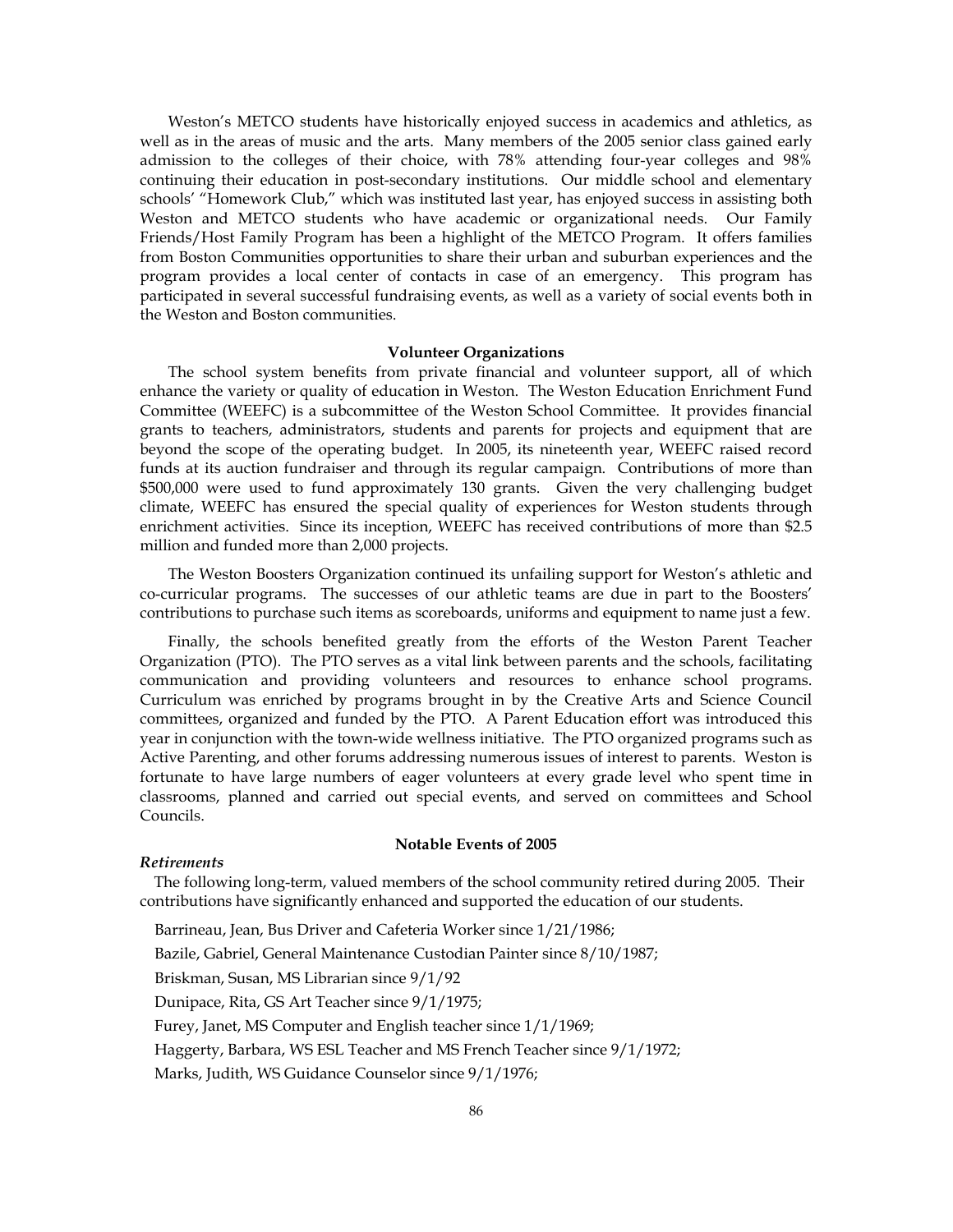Weston's METCO students have historically enjoyed success in academics and athletics, as well as in the areas of music and the arts. Many members of the 2005 senior class gained early admission to the colleges of their choice, with 78% attending four-year colleges and 98% continuing their education in post-secondary institutions. Our middle school and elementary schools' "Homework Club," which was instituted last year, has enjoyed success in assisting both Weston and METCO students who have academic or organizational needs. Our Family Friends/Host Family Program has been a highlight of the METCO Program. It offers families from Boston Communities opportunities to share their urban and suburban experiences and the program provides a local center of contacts in case of an emergency. This program has participated in several successful fundraising events, as well as a variety of social events both in the Weston and Boston communities.

### Volunteer Organizations

The school system benefits from private financial and volunteer support, all of which enhance the variety or quality of education in Weston. The Weston Education Enrichment Fund Committee (WEEFC) is a subcommittee of the Weston School Committee. It provides financial grants to teachers, administrators, students and parents for projects and equipment that are beyond the scope of the operating budget. In 2005, its nineteenth year, WEEFC raised record funds at its auction fundraiser and through its regular campaign. Contributions of more than $500,000 were used to fund approximately 130 grants. Given the very challenging budget climate, WEEFC has ensured the special quality of experiences for Weston students through enrichment activities. Since its inception, WEEFC has received contributions of more than $2.5 million and funded more than 2,000 projects.

The Weston Boosters Organization continued its unfailing support for Weston's athletic and co-curricular programs. The successes of our athletic teams are due in part to the Boosters' contributions to purchase such items as scoreboards, uniforms and equipment to name just a few.

Finally, the schools benefited greatly from the efforts of the Weston Parent Teacher Organization (PTO). The PTO serves as a vital link between parents and the schools, facilitating communication and providing volunteers and resources to enhance school programs. Curriculum was enriched by programs brought in by the Creative Arts and Science Council committees, organized and funded by the PTO. A Parent Education effort was introduced this year in conjunction with the town-wide wellness initiative. The PTO organized programs such as Active Parenting, and other forums addressing numerous issues of interest to parents. Weston is fortunate to have large numbers of eager volunteers at every grade level who spent time in classrooms, planned and carried out special events, and served on committees and School Councils.

### Notable Events of 2005

*Retirements*

The following long-term, valued members of the school community retired during 2005. Their contributions have significantly enhanced and supported the education of our students.

Barrineau, Jean, Bus Driver and Cafeteria Worker since 1/21/1986;

Bazile, Gabriel, General Maintenance Custodian Painter since 8/10/1987;

Briskman, Susan, MS Librarian since 9/1/92

Dunipace, Rita, GS Art Teacher since 9/1/1975;

Furey, Janet, MS Computer and English teacher since 1/1/1969;

Haggerty, Barbara, WS ESL Teacher and MS French Teacher since 9/1/1972;

Marks, Judith, WS Guidance Counselor since 9/1/1976;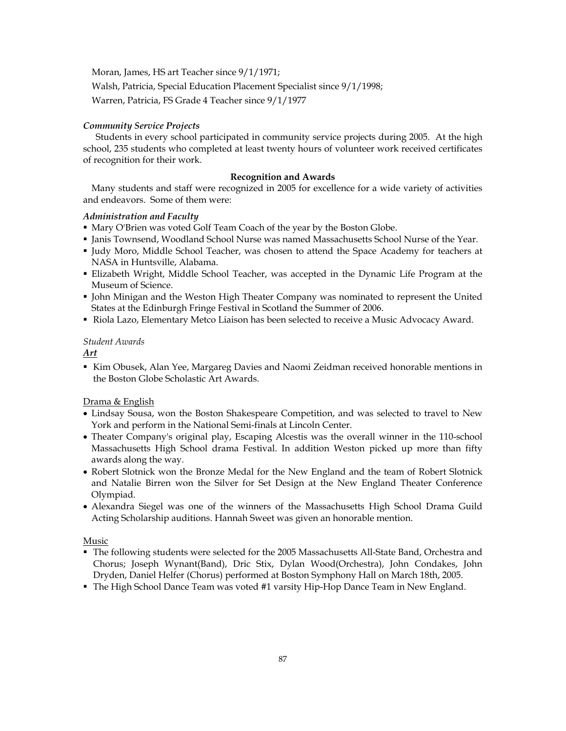Moran, James, HS art Teacher since 9/1/1971;

Walsh, Patricia, Special Education Placement Specialist since 9/1/1998;

Warren, Patricia, FS Grade 4 Teacher since 9/1/1977

***Community Service Projects***

Students in every school participated in community service projects during 2005. At the high school, 235 students who completed at least twenty hours of volunteer work received certificates of recognition for their work.

**Recognition and Awards**

Many students and staff were recognized in 2005 for excellence for a wide variety of activities and endeavors. Some of them were:

***Administration and Faculty***

- Mary O'Brien was voted Golf Team Coach of the year by the Boston Globe.
- Janis Townsend, Woodland School Nurse was named Massachusetts School Nurse of the Year.
- Judy Moro, Middle School Teacher, was chosen to attend the Space Academy for teachers at NASA in Huntsville, Alabama.
- Elizabeth Wright, Middle School Teacher, was accepted in the Dynamic Life Program at the Museum of Science.
- John Minigan and the Weston High Theater Company was nominated to represent the United States at the Edinburgh Fringe Festival in Scotland the Summer of 2006.
- Riola Lazo, Elementary Metco Liaison has been selected to receive a Music Advocacy Award.

*Student Awards*

***Art***

- Kim Obusek, Alan Yee, Margareg Davies and Naomi Zeidman received honorable mentions in the Boston Globe Scholastic Art Awards.

Drama & English

- Lindsay Sousa, won the Boston Shakespeare Competition, and was selected to travel to New York and perform in the National Semi-finals at Lincoln Center.
- Theater Company's original play, Escaping Alcestis was the overall winner in the 110-school Massachusetts High School drama Festival. In addition Weston picked up more than fifty awards along the way.
- Robert Slotnick won the Bronze Medal for the New England and the team of Robert Slotnick and Natalie Birren won the Silver for Set Design at the New England Theater Conference Olympiad.
- Alexandra Siegel was one of the winners of the Massachusetts High School Drama Guild Acting Scholarship auditions. Hannah Sweet was given an honorable mention.

Music

- The following students were selected for the 2005 Massachusetts All-State Band, Orchestra and Chorus; Joseph Wynant(Band), Dric Stix, Dylan Wood(Orchestra), John Condakes, John Dryden, Daniel Helfer (Chorus) performed at Boston Symphony Hall on March 18th, 2005.
- The High School Dance Team was voted #1 varsity Hip-Hop Dance Team in New England.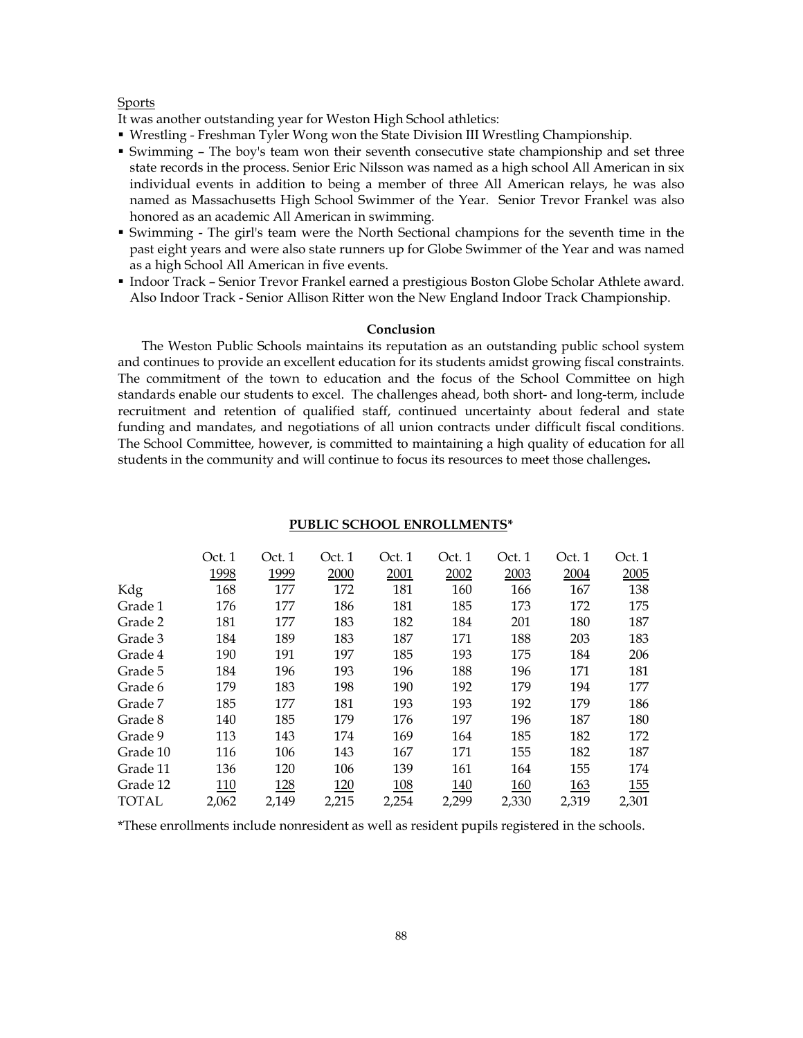Sports

It was another outstanding year for Weston High School athletics:

- Wrestling - Freshman Tyler Wong won the State Division III Wrestling Championship.
- Swimming – The boy's team won their seventh consecutive state championship and set three state records in the process. Senior Eric Nilsson was named as a high school All American in six individual events in addition to being a member of three All American relays, he was also named as Massachusetts High School Swimmer of the Year. Senior Trevor Frankel was also honored as an academic All American in swimming.
- Swimming - The girl's team were the North Sectional champions for the seventh time in the past eight years and were also state runners up for Globe Swimmer of the Year and was named as a high School All American in five events.
- Indoor Track – Senior Trevor Frankel earned a prestigious Boston Globe Scholar Athlete award. Also Indoor Track - Senior Allison Ritter won the New England Indoor Track Championship.

**Conclusion**

The Weston Public Schools maintains its reputation as an outstanding public school system and continues to provide an excellent education for its students amidst growing fiscal constraints. The commitment of the town to education and the focus of the School Committee on high standards enable our students to excel. The challenges ahead, both short- and long-term, include recruitment and retention of qualified staff, continued uncertainty about federal and state funding and mandates, and negotiations of all union contracts under difficult fiscal conditions. The School Committee, however, is committed to maintaining a high quality of education for all students in the community and will continue to focus its resources to meet those challenges**.**

**PUBLIC SCHOOL ENROLLMENTS***

| | Oct. 1 1998 | Oct. 1 1999 | Oct. 1 2000 | Oct. 1 2001 | Oct. 1 2002 | Oct. 1 2003 | Oct. 1 2004 | Oct. 1 2005 |
|---|---|---|---|---|---|---|---|---|
| Kdg | 168 | 177 | 172 | 181 | 160 | 166 | 167 | 138 |
| Grade 1 | 176 | 177 | 186 | 181 | 185 | 173 | 172 | 175 |
| Grade 2 | 181 | 177 | 183 | 182 | 184 | 201 | 180 | 187 |
| Grade 3 | 184 | 189 | 183 | 187 | 171 | 188 | 203 | 183 |
| Grade 4 | 190 | 191 | 197 | 185 | 193 | 175 | 184 | 206 |
| Grade 5 | 184 | 196 | 193 | 196 | 188 | 196 | 171 | 181 |
| Grade 6 | 179 | 183 | 198 | 190 | 192 | 179 | 194 | 177 |
| Grade 7 | 185 | 177 | 181 | 193 | 193 | 192 | 179 | 186 |
| Grade 8 | 140 | 185 | 179 | 176 | 197 | 196 | 187 | 180 |
| Grade 9 | 113 | 143 | 174 | 169 | 164 | 185 | 182 | 172 |
| Grade 10 | 116 | 106 | 143 | 167 | 171 | 155 | 182 | 187 |
| Grade 11 | 136 | 120 | 106 | 139 | 161 | 164 | 155 | 174 |
| Grade 12 | 110 | 128 | 120 | 108 | 140 | 160 | 163 | 155 |
| TOTAL | 2,062 | 2,149 | 2,215 | 2,254 | 2,299 | 2,330 | 2,319 | 2,301 |

*These enrollments include nonresident as well as resident pupils registered in the schools.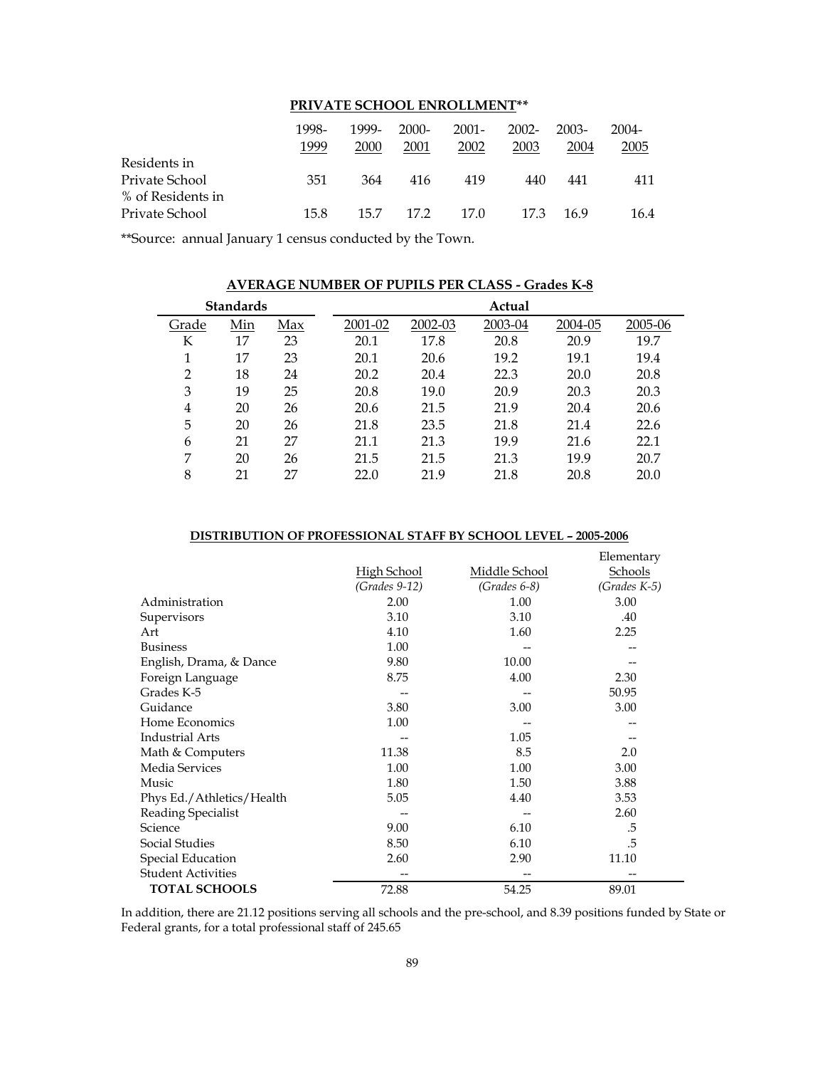**PRIVATE SCHOOL ENROLLMENT****

| | 1998-1999 | 1999-2000 | 2000-2001 | 2001-2002 | 2002-2003 | 2003-2004 | 2004-2005 |
|---|---|---|---|---|---|---|---|
| Residents in Private School | 351 | 364 | 416 | 419 | 440 | 441 | 411 |
| % of Residents in Private School | 15.8 | 15.7 | 17.2 | 17.0 | 17.3 | 16.9 | 16.4 |

**Source: annual January 1 census conducted by the Town.

**AVERAGE NUMBER OF PUPILS PER CLASS - Grades K-8**

| Standards | | | Actual | | | | |
|---|---|---|---|---|---|---|---|
| Grade | Min | Max | 2001-02 | 2002-03 | 2003-04 | 2004-05 | 2005-06 |
| K | 17 | 23 | 20.1 | 17.8 | 20.8 | 20.9 | 19.7 |
| 1 | 17 | 23 | 20.1 | 20.6 | 19.2 | 19.1 | 19.4 |
| 2 | 18 | 24 | 20.2 | 20.4 | 22.3 | 20.0 | 20.8 |
| 3 | 19 | 25 | 20.8 | 19.0 | 20.9 | 20.3 | 20.3 |
| 4 | 20 | 26 | 20.6 | 21.5 | 21.9 | 20.4 | 20.6 |
| 5 | 20 | 26 | 21.8 | 23.5 | 21.8 | 21.4 | 22.6 |
| 6 | 21 | 27 | 21.1 | 21.3 | 19.9 | 21.6 | 22.1 |
| 7 | 20 | 26 | 21.5 | 21.5 | 21.3 | 19.9 | 20.7 |
| 8 | 21 | 27 | 22.0 | 21.9 | 21.8 | 20.8 | 20.0 |

**DISTRIBUTION OF PROFESSIONAL STAFF BY SCHOOL LEVEL – 2005-2006**

| | High School *(Grades 9-12)* | Middle School *(Grades 6-8)* | Elementary Schools *(Grades K-5)* |
|---|---|---|---|
| Administration | 2.00 | 1.00 | 3.00 |
| Supervisors | 3.10 | 3.10 | .40 |
| Art | 4.10 | 1.60 | 2.25 |
| Business | 1.00 | -- | -- |
| English, Drama, & Dance | 9.80 | 10.00 | -- |
| Foreign Language | 8.75 | 4.00 | 2.30 |
| Grades K-5 | -- | -- | 50.95 |
| Guidance | 3.80 | 3.00 | 3.00 |
| Home Economics | 1.00 | -- | -- |
| Industrial Arts | -- | 1.05 | -- |
| Math & Computers | 11.38 | 8.5 | 2.0 |
| Media Services | 1.00 | 1.00 | 3.00 |
| Music | 1.80 | 1.50 | 3.88 |
| Phys Ed./Athletics/Health | 5.05 | 4.40 | 3.53 |
| Reading Specialist | -- | -- | 2.60 |
| Science | 9.00 | 6.10 | .5 |
| Social Studies | 8.50 | 6.10 | .5 |
| Special Education | 2.60 | 2.90 | 11.10 |
| Student Activities | -- | -- | -- |
| **TOTAL SCHOOLS** | 72.88 | 54.25 | 89.01 |

In addition, there are 21.12 positions serving all schools and the pre-school, and 8.39 positions funded by State or Federal grants, for a total professional staff of 245.65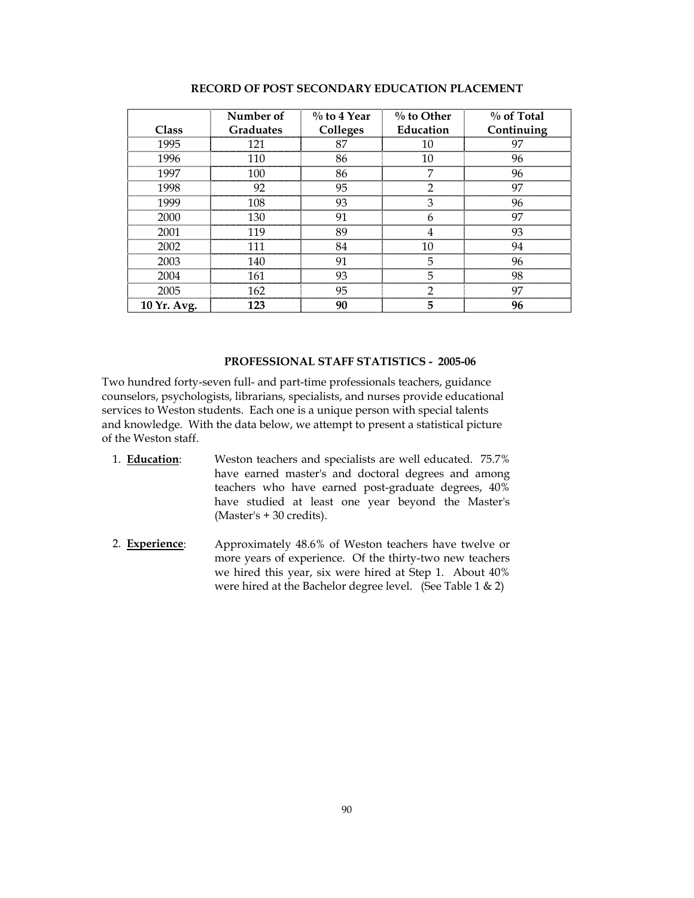## RECORD OF POST SECONDARY EDUCATION PLACEMENT

| Class | Number of Graduates | % to 4 Year Colleges | % to Other Education | % of Total Continuing |
|---|---|---|---|---|
| 1995 | 121 | 87 | 10 | 97 |
| 1996 | 110 | 86 | 10 | 96 |
| 1997 | 100 | 86 | 7 | 96 |
| 1998 | 92 | 95 | 2 | 97 |
| 1999 | 108 | 93 | 3 | 96 |
| 2000 | 130 | 91 | 6 | 97 |
| 2001 | 119 | 89 | 4 | 93 |
| 2002 | 111 | 84 | 10 | 94 |
| 2003 | 140 | 91 | 5 | 96 |
| 2004 | 161 | 93 | 5 | 98 |
| 2005 | 162 | 95 | 2 | 97 |
| **10 Yr. Avg.** | **123** | **90** | **5** | **96** |

## PROFESSIONAL STAFF STATISTICS - 2005-06

Two hundred forty-seven full- and part-time professionals teachers, guidance counselors, psychologists, librarians, specialists, and nurses provide educational services to Weston students. Each one is a unique person with special talents and knowledge. With the data below, we attempt to present a statistical picture of the Weston staff.

1. **Education**: Weston teachers and specialists are well educated. 75.7% have earned master's and doctoral degrees and among teachers who have earned post-graduate degrees, 40% have studied at least one year beyond the Master's (Master's + 30 credits).

2. **Experience**: Approximately 48.6% of Weston teachers have twelve or more years of experience. Of the thirty-two new teachers we hired this year, six were hired at Step 1. About 40% were hired at the Bachelor degree level. (See Table 1 & 2)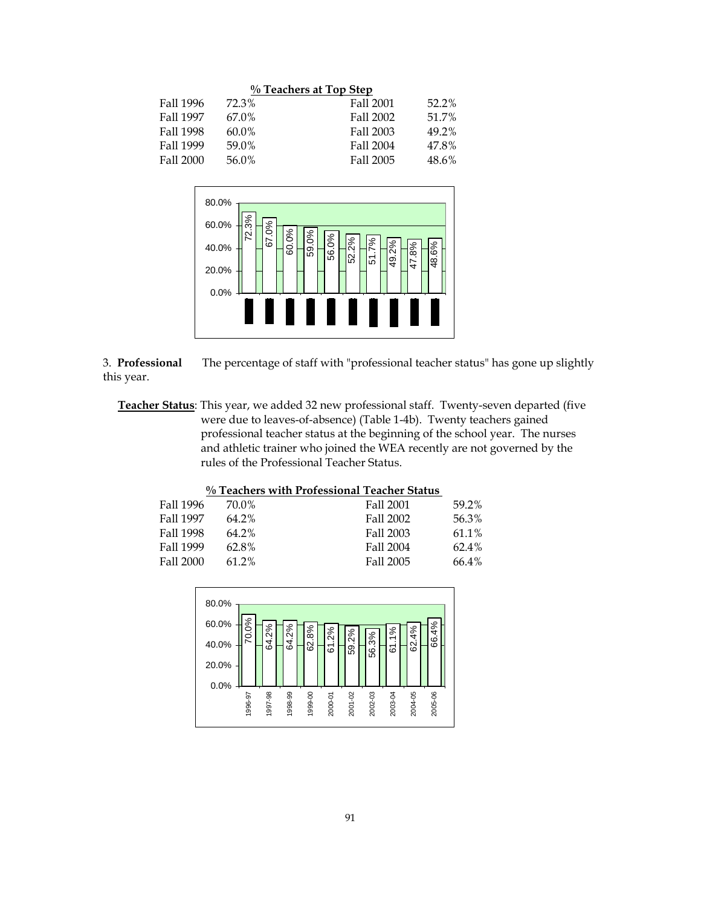**% Teachers at Top Step**

| | | | |
|---|---|---|---|
| Fall 1996 | 72.3% | Fall 2001 | 52.2% |
| Fall 1997 | 67.0% | Fall 2002 | 51.7% |
| Fall 1998 | 60.0% | Fall 2003 | 49.2% |
| Fall 1999 | 59.0% | Fall 2004 | 47.8% |
| Fall 2000 | 56.0% | Fall 2005 | 48.6% |

80.0%
60.0%
40.0%
20.0%
0.0%
72.3%
67.0%
60.0%
59.0%
56.0%
52.2%
51.7%
49.2%
47.8%
48.6%

3. **Professional** The percentage of staff with "professional teacher status" has gone up slightly this year.

**Teacher Status**: This year, we added 32 new professional staff. Twenty-seven departed (five were due to leaves-of-absence) (Table 1-4b). Twenty teachers gained professional teacher status at the beginning of the school year. The nurses and athletic trainer who joined the WEA recently are not governed by the rules of the Professional Teacher Status.

**% Teachers with Professional Teacher Status**

| | | | |
|---|---|---|---|
| Fall 1996 | 70.0% | Fall 2001 | 59.2% |
| Fall 1997 | 64.2% | Fall 2002 | 56.3% |
| Fall 1998 | 64.2% | Fall 2003 | 61.1% |
| Fall 1999 | 62.8% | Fall 2004 | 62.4% |
| Fall 2000 | 61.2% | Fall 2005 | 66.4% |

80.0%
60.0%
40.0%
20.0%
0.0%
70.0%
64.2%
64.2%
62.8%
61.2%
59.2%
56.3%
61.1%
62.4%
66.4%
1996-97
1997-98
1998-99
1999-00
2000-01
2001-02
2002-03
2003-04
2004-05
2005-06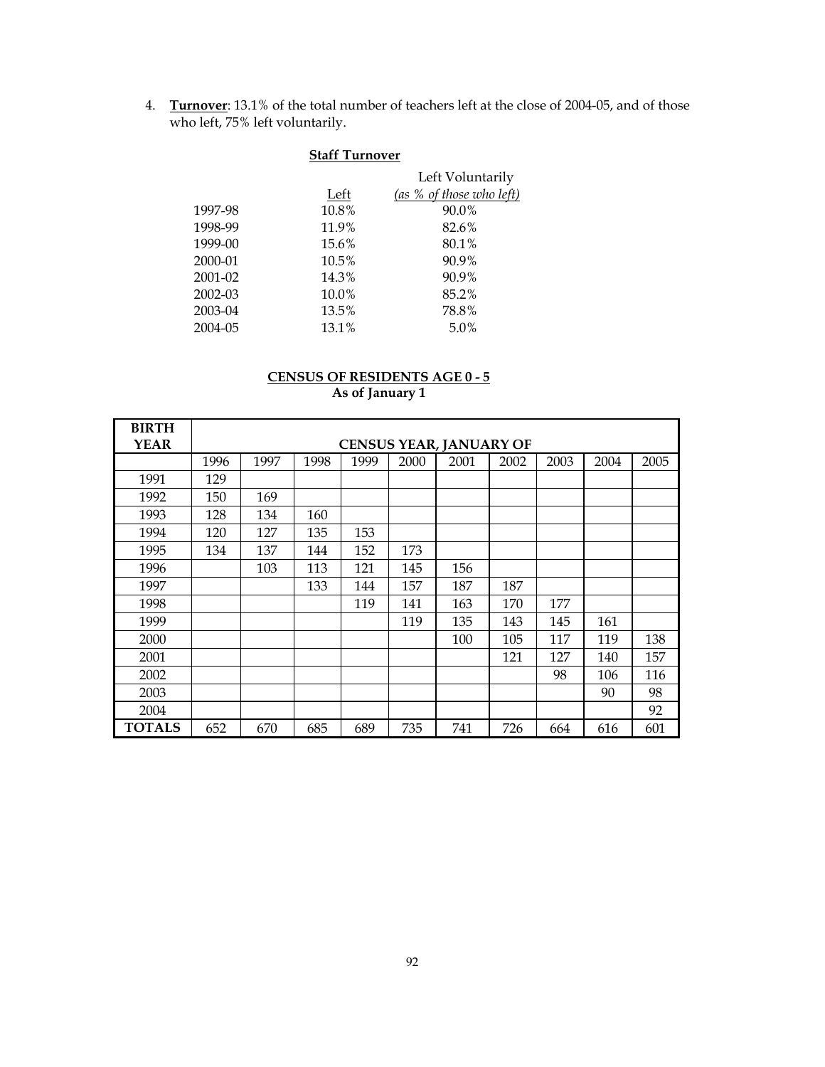4. **Turnover**: 13.1% of the total number of teachers left at the close of 2004-05, and of those who left, 75% left voluntarily.

**Staff Turnover**

| | Left | Left Voluntarily *(as % of those who left)* |
|---|---|---|
| 1997-98 | 10.8% | 90.0% |
| 1998-99 | 11.9% | 82.6% |
| 1999-00 | 15.6% | 80.1% |
| 2000-01 | 10.5% | 90.9% |
| 2001-02 | 14.3% | 90.9% |
| 2002-03 | 10.0% | 85.2% |
| 2003-04 | 13.5% | 78.8% |
| 2004-05 | 13.1% | 5.0% |

**CENSUS OF RESIDENTS AGE 0 - 5**
**As of January 1**

| BIRTH YEAR | CENSUS YEAR, JANUARY OF | | | | | | | | | |
|---|---|---|---|---|---|---|---|---|---|---|
| | 1996 | 1997 | 1998 | 1999 | 2000 | 2001 | 2002 | 2003 | 2004 | 2005 |
| 1991 | 129 | | | | | | | | | |
| 1992 | 150 | 169 | | | | | | | | |
| 1993 | 128 | 134 | 160 | | | | | | | |
| 1994 | 120 | 127 | 135 | 153 | | | | | | |
| 1995 | 134 | 137 | 144 | 152 | 173 | | | | | |
| 1996 | | 103 | 113 | 121 | 145 | 156 | | | | |
| 1997 | | | 133 | 144 | 157 | 187 | 187 | | | |
| 1998 | | | | 119 | 141 | 163 | 170 | 177 | | |
| 1999 | | | | | 119 | 135 | 143 | 145 | 161 | |
| 2000 | | | | | | 100 | 105 | 117 | 119 | 138 |
| 2001 | | | | | | | 121 | 127 | 140 | 157 |
| 2002 | | | | | | | | 98 | 106 | 116 |
| 2003 | | | | | | | | | 90 | 98 |
| 2004 | | | | | | | | | | 92 |
| **TOTALS** | 652 | 670 | 685 | 689 | 735 | 741 | 726 | 664 | 616 | 601 |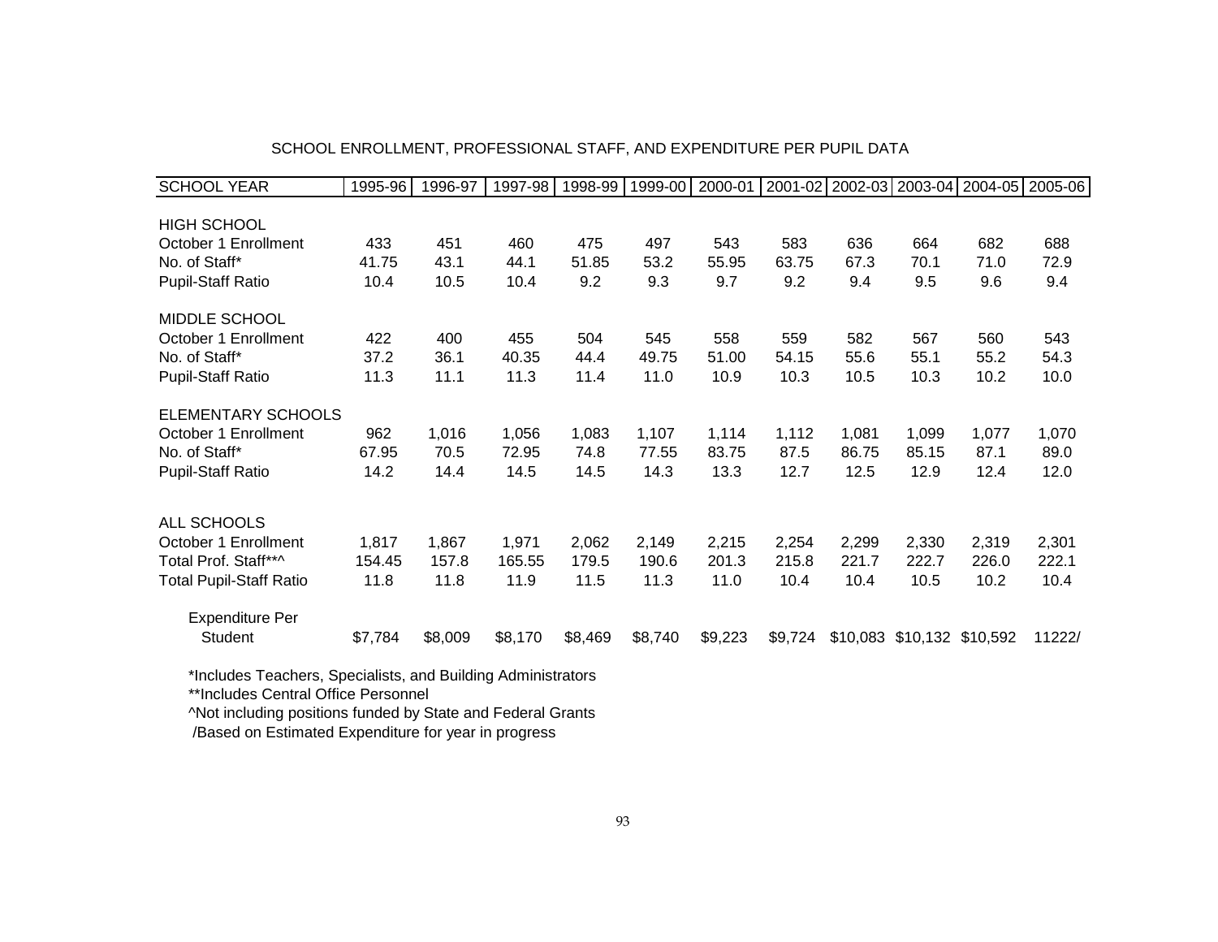SCHOOL ENROLLMENT, PROFESSIONAL STAFF, AND EXPENDITURE PER PUPIL DATA

| SCHOOL YEAR | 1995-96 | 1996-97 | 1997-98 | 1998-99 | 1999-00 | 2000-01 | 2001-02 | 2002-03 | 2003-04 | 2004-05 | 2005-06 |
|---|---|---|---|---|---|---|---|---|---|---|---|
| **HIGH SCHOOL** | | | | | | | | | | | |
| October 1 Enrollment | 433 | 451 | 460 | 475 | 497 | 543 | 583 | 636 | 664 | 682 | 688 |
| No. of Staff* | 41.75 | 43.1 | 44.1 | 51.85 | 53.2 | 55.95 | 63.75 | 67.3 | 70.1 | 71.0 | 72.9 |
| Pupil-Staff Ratio | 10.4 | 10.5 | 10.4 | 9.2 | 9.3 | 9.7 | 9.2 | 9.4 | 9.5 | 9.6 | 9.4 |
| **MIDDLE SCHOOL** | | | | | | | | | | | |
| October 1 Enrollment | 422 | 400 | 455 | 504 | 545 | 558 | 559 | 582 | 567 | 560 | 543 |
| No. of Staff* | 37.2 | 36.1 | 40.35 | 44.4 | 49.75 | 51.00 | 54.15 | 55.6 | 55.1 | 55.2 | 54.3 |
| Pupil-Staff Ratio | 11.3 | 11.1 | 11.3 | 11.4 | 11.0 | 10.9 | 10.3 | 10.5 | 10.3 | 10.2 | 10.0 |
| **ELEMENTARY SCHOOLS** | | | | | | | | | | | |
| October 1 Enrollment | 962 | 1,016 | 1,056 | 1,083 | 1,107 | 1,114 | 1,112 | 1,081 | 1,099 | 1,077 | 1,070 |
| No. of Staff* | 67.95 | 70.5 | 72.95 | 74.8 | 77.55 | 83.75 | 87.5 | 86.75 | 85.15 | 87.1 | 89.0 |
| Pupil-Staff Ratio | 14.2 | 14.4 | 14.5 | 14.5 | 14.3 | 13.3 | 12.7 | 12.5 | 12.9 | 12.4 | 12.0 |
| **ALL SCHOOLS** | | | | | | | | | | | |
| October 1 Enrollment | 1,817 | 1,867 | 1,971 | 2,062 | 2,149 | 2,215 | 2,254 | 2,299 | 2,330 | 2,319 | 2,301 |
| Total Prof. Staff**^ | 154.45 | 157.8 | 165.55 | 179.5 | 190.6 | 201.3 | 215.8 | 221.7 | 222.7 | 226.0 | 222.1 |
| Total Pupil-Staff Ratio | 11.8 | 11.8 | 11.9 | 11.5 | 11.3 | 11.0 | 10.4 | 10.4 | 10.5 | 10.2 | 10.4 |
| Expenditure Per Student | $7,784 | $8,009 | $8,170 | $8,469 | $8,740 | $9,223 | $9,724 | $10,083 | $10,132 | $10,592 | 11222/ |

*Includes Teachers, Specialists, and Building Administrators
**Includes Central Office Personnel
^Not including positions funded by State and Federal Grants
/Based on Estimated Expenditure for year in progress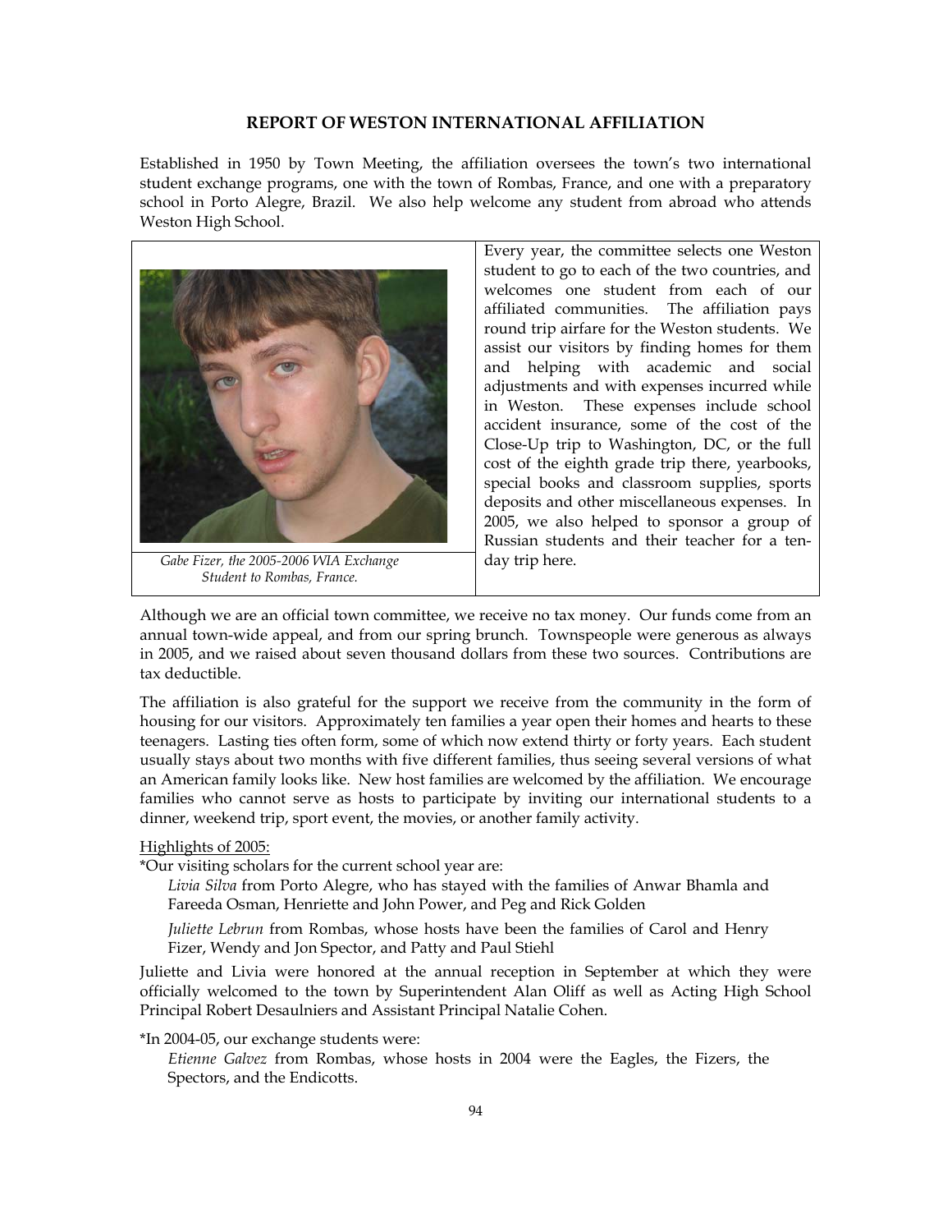## REPORT OF WESTON INTERNATIONAL AFFILIATION

Established in 1950 by Town Meeting, the affiliation oversees the town's two international student exchange programs, one with the town of Rombas, France, and one with a preparatory school in Porto Alegre, Brazil. We also help welcome any student from abroad who attends Weston High School.

*Gabe Fizer, the 2005-2006 WIA Exchange Student to Rombas, France.*

Every year, the committee selects one Weston student to go to each of the two countries, and welcomes one student from each of our affiliated communities. The affiliation pays round trip airfare for the Weston students. We assist our visitors by finding homes for them and helping with academic and social adjustments and with expenses incurred while in Weston. These expenses include school accident insurance, some of the cost of the Close-Up trip to Washington, DC, or the full cost of the eighth grade trip there, yearbooks, special books and classroom supplies, sports deposits and other miscellaneous expenses. In 2005, we also helped to sponsor a group of Russian students and their teacher for a ten-day trip here.

Although we are an official town committee, we receive no tax money. Our funds come from an annual town-wide appeal, and from our spring brunch. Townspeople were generous as always in 2005, and we raised about seven thousand dollars from these two sources. Contributions are tax deductible.

The affiliation is also grateful for the support we receive from the community in the form of housing for our visitors. Approximately ten families a year open their homes and hearts to these teenagers. Lasting ties often form, some of which now extend thirty or forty years. Each student usually stays about two months with five different families, thus seeing several versions of what an American family looks like. New host families are welcomed by the affiliation. We encourage families who cannot serve as hosts to participate by inviting our international students to a dinner, weekend trip, sport event, the movies, or another family activity.

Highlights of 2005:

*Our visiting scholars for the current school year are:

*Livia Silva* from Porto Alegre, who has stayed with the families of Anwar Bhamla and Fareeda Osman, Henriette and John Power, and Peg and Rick Golden

*Juliette Lebrun* from Rombas, whose hosts have been the families of Carol and Henry Fizer, Wendy and Jon Spector, and Patty and Paul Stiehl

Juliette and Livia were honored at the annual reception in September at which they were officially welcomed to the town by Superintendent Alan Oliff as well as Acting High School Principal Robert Desaulniers and Assistant Principal Natalie Cohen.

*In 2004-05, our exchange students were:

*Etienne Galvez* from Rombas, whose hosts in 2004 were the Eagles, the Fizers, the Spectors, and the Endicotts.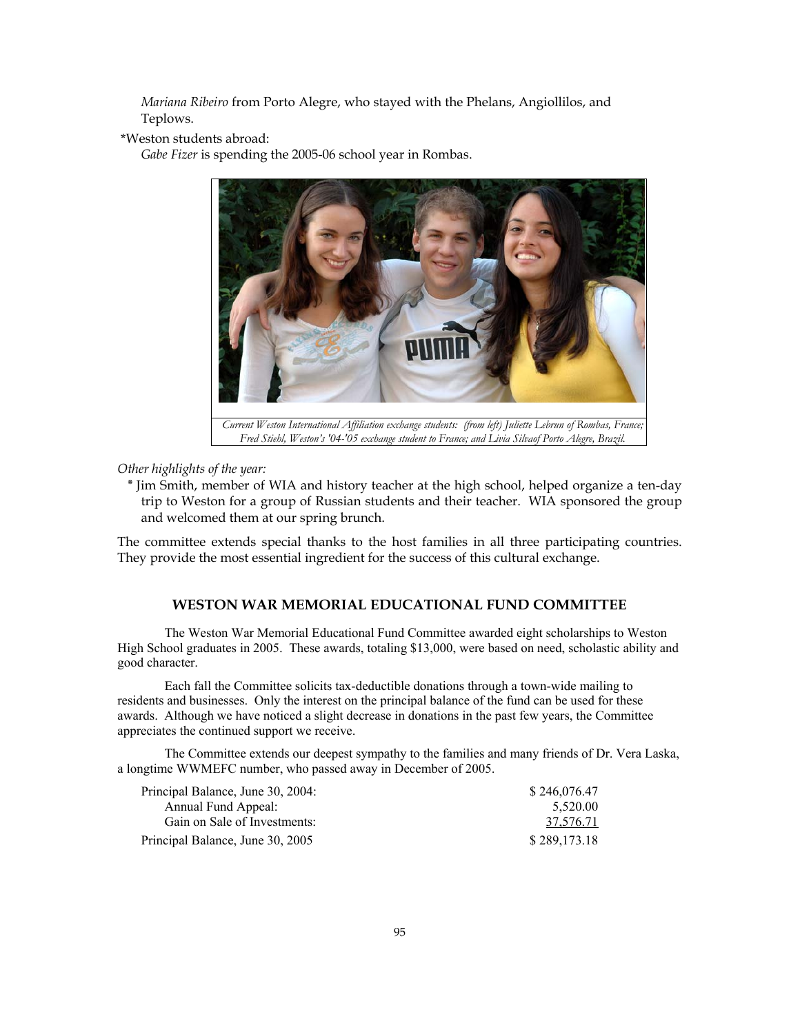*Mariana Ribeiro* from Porto Alegre, who stayed with the Phelans, Angiollilos, and Teplows.

*Weston students abroad:

*Gabe Fizer* is spending the 2005-06 school year in Rombas.

*Current Weston International Affiliation exchange students: (from left) Juliette Lebrun of Rombas, France; Fred Stiehl, Weston's '04-'05 exchange student to France; and Livia Silvaof Porto Alegre, Brazil.*

*Other highlights of the year:*

* Jim Smith, member of WIA and history teacher at the high school, helped organize a ten-day trip to Weston for a group of Russian students and their teacher. WIA sponsored the group and welcomed them at our spring brunch.

The committee extends special thanks to the host families in all three participating countries. They provide the most essential ingredient for the success of this cultural exchange.

## WESTON WAR MEMORIAL EDUCATIONAL FUND COMMITTEE

The Weston War Memorial Educational Fund Committee awarded eight scholarships to Weston High School graduates in 2005. These awards, totaling $13,000, were based on need, scholastic ability and good character.

Each fall the Committee solicits tax-deductible donations through a town-wide mailing to residents and businesses. Only the interest on the principal balance of the fund can be used for these awards. Although we have noticed a slight decrease in donations in the past few years, the Committee appreciates the continued support we receive.

The Committee extends our deepest sympathy to the families and many friends of Dr. Vera Laska, a longtime WWMEFC number, who passed away in December of 2005.

| | |
|---|---|
| Principal Balance, June 30, 2004: | $ 246,076.47 |
| Annual Fund Appeal: | 5,520.00 |
| Gain on Sale of Investments: | 37,576.71 |
| Principal Balance, June 30, 2005 | $ 289,173.18 |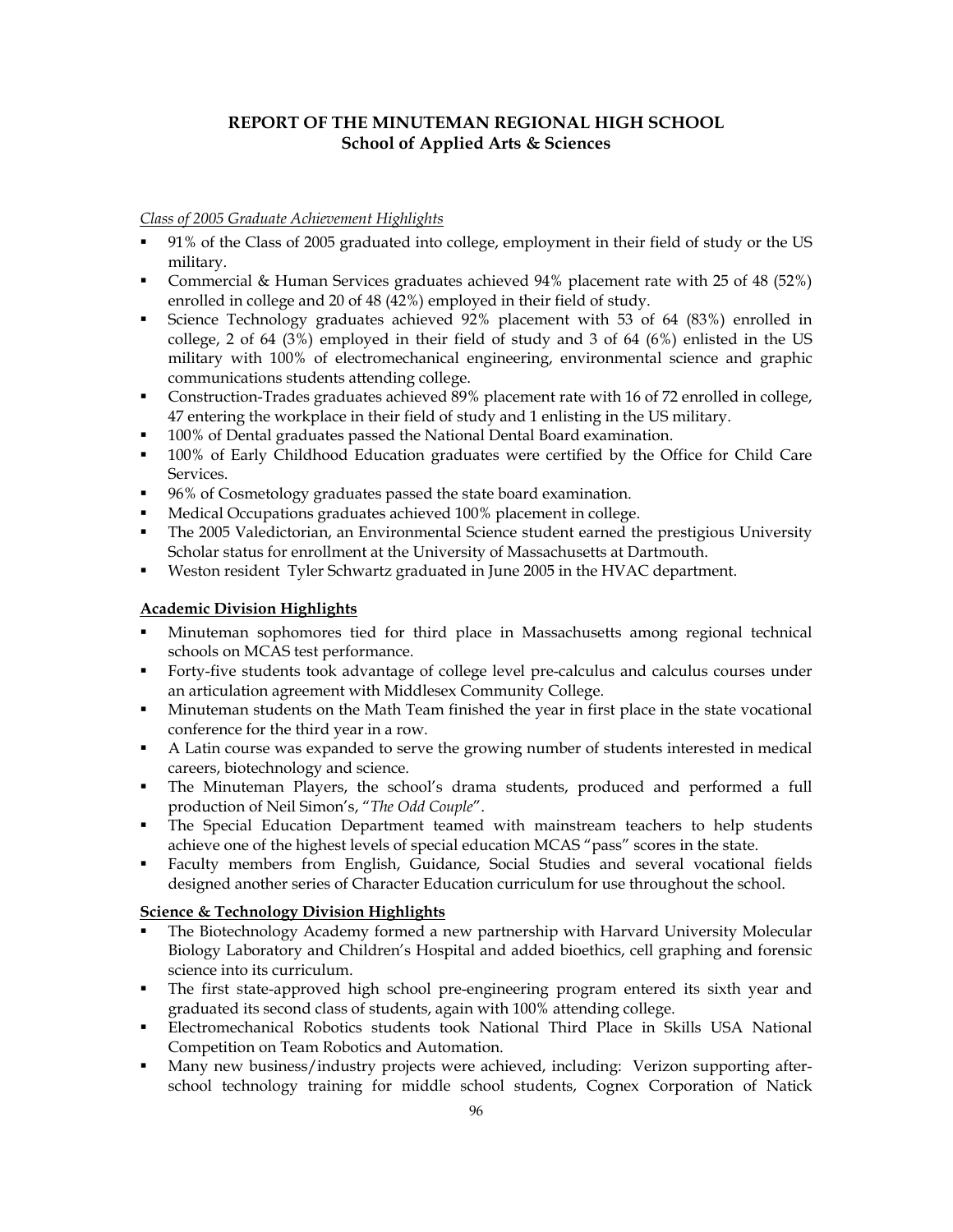# REPORT OF THE MINUTEMAN REGIONAL HIGH SCHOOL
## School of Applied Arts & Sciences

*Class of 2005 Graduate Achievement Highlights*

- 91% of the Class of 2005 graduated into college, employment in their field of study or the US military.
- Commercial & Human Services graduates achieved 94% placement rate with 25 of 48 (52%) enrolled in college and 20 of 48 (42%) employed in their field of study.
- Science Technology graduates achieved 92% placement with 53 of 64 (83%) enrolled in college, 2 of 64 (3%) employed in their field of study and 3 of 64 (6%) enlisted in the US military with 100% of electromechanical engineering, environmental science and graphic communications students attending college.
- Construction-Trades graduates achieved 89% placement rate with 16 of 72 enrolled in college, 47 entering the workplace in their field of study and 1 enlisting in the US military.
- 100% of Dental graduates passed the National Dental Board examination.
- 100% of Early Childhood Education graduates were certified by the Office for Child Care Services.
- 96% of Cosmetology graduates passed the state board examination.
- Medical Occupations graduates achieved 100% placement in college.
- The 2005 Valedictorian, an Environmental Science student earned the prestigious University Scholar status for enrollment at the University of Massachusetts at Dartmouth.
- Weston resident Tyler Schwartz graduated in June 2005 in the HVAC department.

**Academic Division Highlights**

- Minuteman sophomores tied for third place in Massachusetts among regional technical schools on MCAS test performance.
- Forty-five students took advantage of college level pre-calculus and calculus courses under an articulation agreement with Middlesex Community College.
- Minuteman students on the Math Team finished the year in first place in the state vocational conference for the third year in a row.
- A Latin course was expanded to serve the growing number of students interested in medical careers, biotechnology and science.
- The Minuteman Players, the school's drama students, produced and performed a full production of Neil Simon's, "*The Odd Couple*".
- The Special Education Department teamed with mainstream teachers to help students achieve one of the highest levels of special education MCAS "pass" scores in the state.
- Faculty members from English, Guidance, Social Studies and several vocational fields designed another series of Character Education curriculum for use throughout the school.

**Science & Technology Division Highlights**

- The Biotechnology Academy formed a new partnership with Harvard University Molecular Biology Laboratory and Children's Hospital and added bioethics, cell graphing and forensic science into its curriculum.
- The first state-approved high school pre-engineering program entered its sixth year and graduated its second class of students, again with 100% attending college.
- Electromechanical Robotics students took National Third Place in Skills USA National Competition on Team Robotics and Automation.
- Many new business/industry projects were achieved, including: Verizon supporting after-school technology training for middle school students, Cognex Corporation of Natick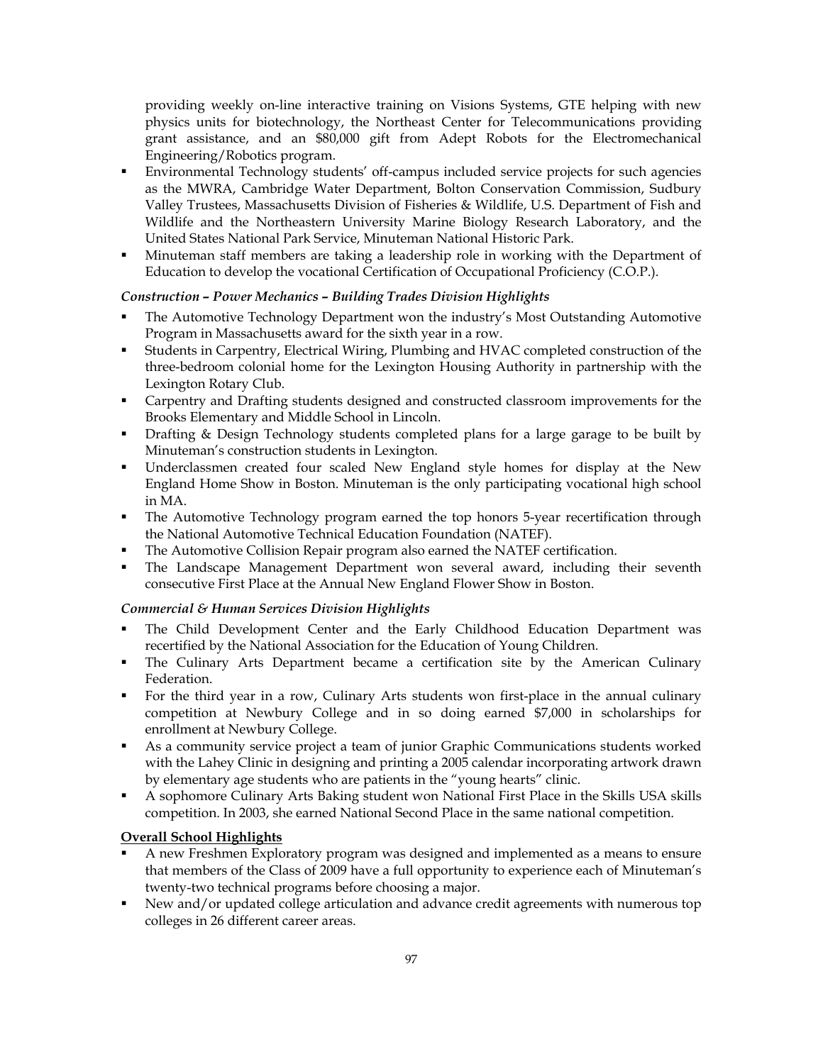providing weekly on-line interactive training on Visions Systems, GTE helping with new physics units for biotechnology, the Northeast Center for Telecommunications providing grant assistance, and an $80,000 gift from Adept Robots for the Electromechanical Engineering/Robotics program.

- Environmental Technology students' off-campus included service projects for such agencies as the MWRA, Cambridge Water Department, Bolton Conservation Commission, Sudbury Valley Trustees, Massachusetts Division of Fisheries & Wildlife, U.S. Department of Fish and Wildlife and the Northeastern University Marine Biology Research Laboratory, and the United States National Park Service, Minuteman National Historic Park.
- Minuteman staff members are taking a leadership role in working with the Department of Education to develop the vocational Certification of Occupational Proficiency (C.O.P.).

### *Construction – Power Mechanics – Building Trades Division Highlights*

- The Automotive Technology Department won the industry's Most Outstanding Automotive Program in Massachusetts award for the sixth year in a row.
- Students in Carpentry, Electrical Wiring, Plumbing and HVAC completed construction of the three-bedroom colonial home for the Lexington Housing Authority in partnership with the Lexington Rotary Club.
- Carpentry and Drafting students designed and constructed classroom improvements for the Brooks Elementary and Middle School in Lincoln.
- Drafting & Design Technology students completed plans for a large garage to be built by Minuteman's construction students in Lexington.
- Underclassmen created four scaled New England style homes for display at the New England Home Show in Boston. Minuteman is the only participating vocational high school in MA.
- The Automotive Technology program earned the top honors 5-year recertification through the National Automotive Technical Education Foundation (NATEF).
- The Automotive Collision Repair program also earned the NATEF certification.
- The Landscape Management Department won several award, including their seventh consecutive First Place at the Annual New England Flower Show in Boston.

### *Commercial & Human Services Division Highlights*

- The Child Development Center and the Early Childhood Education Department was recertified by the National Association for the Education of Young Children.
- The Culinary Arts Department became a certification site by the American Culinary Federation.
- For the third year in a row, Culinary Arts students won first-place in the annual culinary competition at Newbury College and in so doing earned $7,000 in scholarships for enrollment at Newbury College.
- As a community service project a team of junior Graphic Communications students worked with the Lahey Clinic in designing and printing a 2005 calendar incorporating artwork drawn by elementary age students who are patients in the "young hearts" clinic.
- A sophomore Culinary Arts Baking student won National First Place in the Skills USA skills competition. In 2003, she earned National Second Place in the same national competition.

### **Overall School Highlights**

- A new Freshmen Exploratory program was designed and implemented as a means to ensure that members of the Class of 2009 have a full opportunity to experience each of Minuteman's twenty-two technical programs before choosing a major.
- New and/or updated college articulation and advance credit agreements with numerous top colleges in 26 different career areas.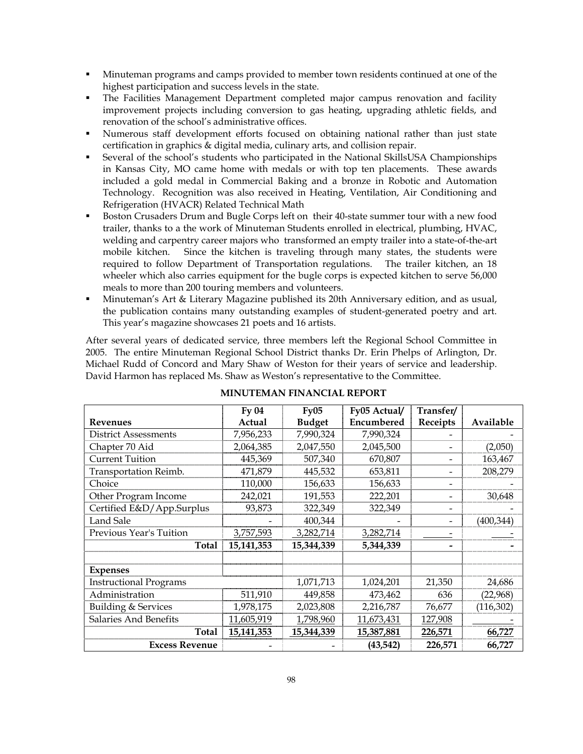- Minuteman programs and camps provided to member town residents continued at one of the highest participation and success levels in the state.
- The Facilities Management Department completed major campus renovation and facility improvement projects including conversion to gas heating, upgrading athletic fields, and renovation of the school's administrative offices.
- Numerous staff development efforts focused on obtaining national rather than just state certification in graphics & digital media, culinary arts, and collision repair.
- Several of the school's students who participated in the National SkillsUSA Championships in Kansas City, MO came home with medals or with top ten placements. These awards included a gold medal in Commercial Baking and a bronze in Robotic and Automation Technology. Recognition was also received in Heating, Ventilation, Air Conditioning and Refrigeration (HVACR) Related Technical Math
- Boston Crusaders Drum and Bugle Corps left on their 40-state summer tour with a new food trailer, thanks to a the work of Minuteman Students enrolled in electrical, plumbing, HVAC, welding and carpentry career majors who transformed an empty trailer into a state-of-the-art mobile kitchen. Since the kitchen is traveling through many states, the students were required to follow Department of Transportation regulations. The trailer kitchen, an 18 wheeler which also carries equipment for the bugle corps is expected kitchen to serve 56,000 meals to more than 200 touring members and volunteers.
- Minuteman's Art & Literary Magazine published its 20th Anniversary edition, and as usual, the publication contains many outstanding examples of student-generated poetry and art. This year's magazine showcases 21 poets and 16 artists.

After several years of dedicated service, three members left the Regional School Committee in 2005. The entire Minuteman Regional School District thanks Dr. Erin Phelps of Arlington, Dr. Michael Rudd of Concord and Mary Shaw of Weston for their years of service and leadership. David Harmon has replaced Ms. Shaw as Weston's representative to the Committee.

**MINUTEMAN FINANCIAL REPORT**

| Revenues | Fy 04 Actual | Fy05 Budget | Fy05 Actual/ Encumbered | Transfer/ Receipts | Available |
|---|---|---|---|---|---|
| District Assessments | 7,956,233 | 7,990,324 | 7,990,324 | - | - |
| Chapter 70 Aid | 2,064,385 | 2,047,550 | 2,045,500 | - | (2,050) |
| Current Tuition | 445,369 | 507,340 | 670,807 | - | 163,467 |
| Transportation Reimb. | 471,879 | 445,532 | 653,811 | - | 208,279 |
| Choice | 110,000 | 156,633 | 156,633 | - | - |
| Other Program Income | 242,021 | 191,553 | 222,201 | - | 30,648 |
| Certified E&D/App.Surplus | 93,873 | 322,349 | 322,349 | - | - |
| Land Sale | - | 400,344 | - | - | (400,344) |
| Previous Year's Tuition | 3,757,593 | 3,282,714 | 3,282,714 | - | - |
| **Total** | **15,141,353** | **15,344,339** | **5,344,339** | **-** | **-** |
| | | | | | |
| **Expenses** | | | | | |
| Instructional Programs | | 1,071,713 | 1,024,201 | 21,350 | 24,686 |
| Administration | 511,910 | 449,858 | 473,462 | 636 | (22,968) |
| Building & Services | 1,978,175 | 2,023,808 | 2,216,787 | 76,677 | (116,302) |
| Salaries And Benefits | 11,605,919 | 1,798,960 | 11,673,431 | 127,908 | - |
| **Total** | **15,141,353** | **15,344,339** | **15,387,881** | **226,571** | **66,727** |
| **Excess Revenue** | - | - | **(43,542)** | **226,571** | **66,727** |